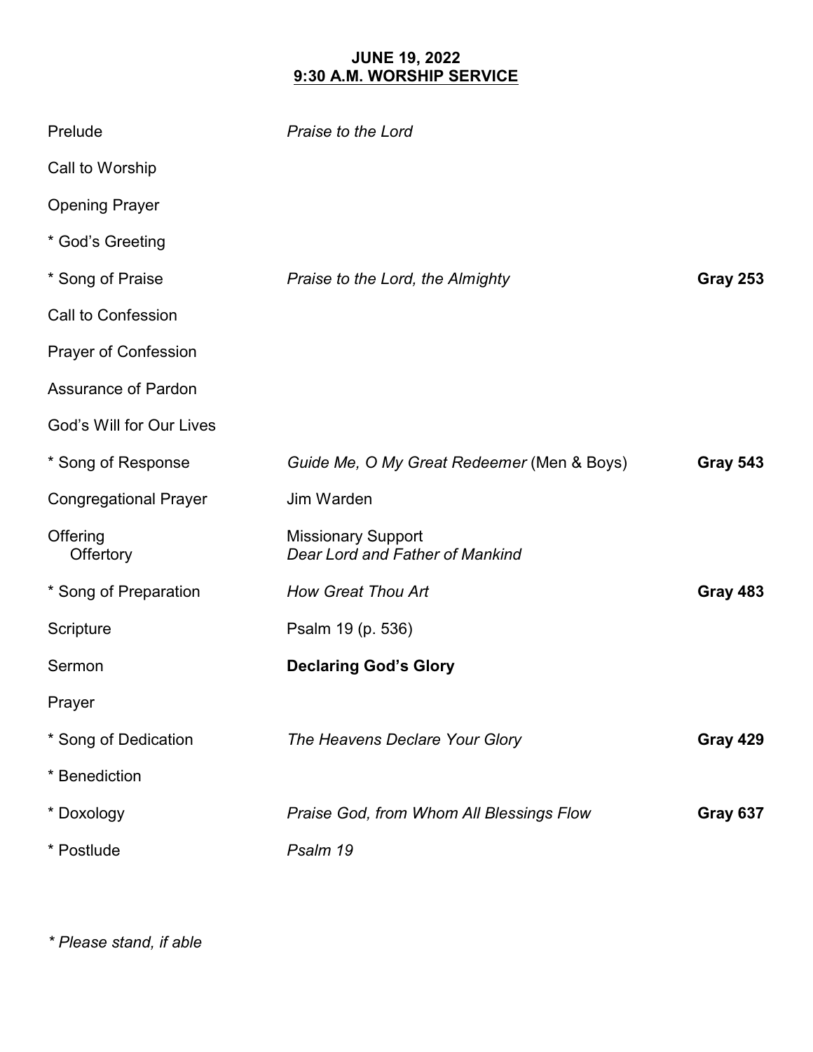**JUNE 19, 2022**
**9:30 A.M. WORKSHIP SERVICE**

| | | |
|---|---|---|
| Prelude | *Praise to the Lord* | |
| Call to Worship | | |
| Opening Prayer | | |
| * God's Greeting | | |
| * Song of Praise | *Praise to the Lord, the Almighty* | **Gray 253** |
| Call to Confession | | |
| Prayer of Confession | | |
| Assurance of Pardon | | |
| God's Will for Our Lives | | |
| * Song of Response | *Guide Me, O My Great Redeemer* (Men & Boys) | **Gray 543** |
| Congregational Prayer | Jim Warden | |
| Offering<br>Offertory | Missionary Support<br>*Dear Lord and Father of Mankind* | |
| * Song of Preparation | *How Great Thou Art* | **Gray 483** |
| Scripture | Psalm 19 (p. 536) | |
| Sermon | **Declaring God's Glory** | |
| Prayer | | |
| * Song of Dedication | *The Heavens Declare Your Glory* | **Gray 429** |
| * Benediction | | |
| * Doxology | *Praise God, from Whom All Blessings Flow* | **Gray 637** |
| * Postlude | *Psalm 19* | |

*\* Please stand, if able*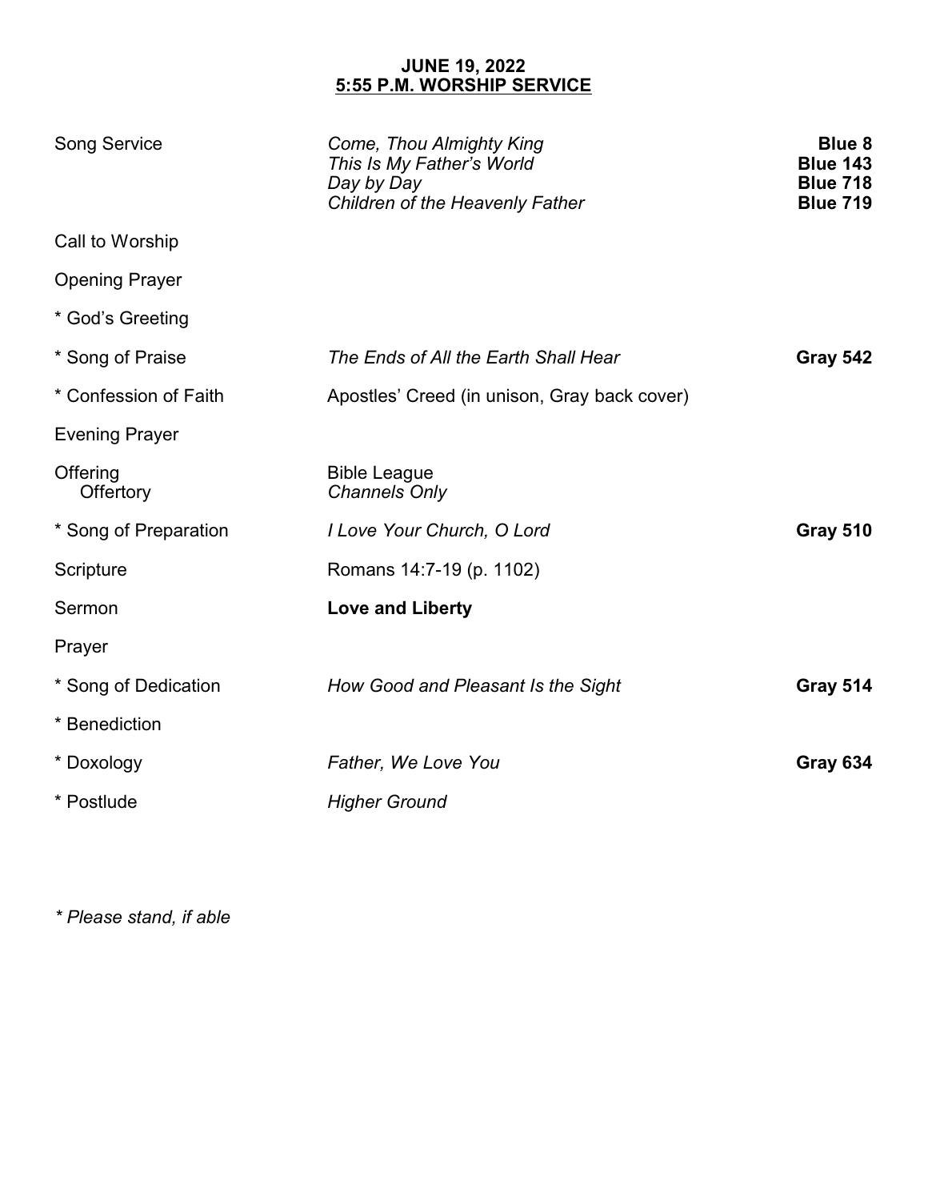**JUNE 19, 2022**
**5:55 P.M. WORSHIP SERVICE**

| | | |
|---|---|---|
| Song Service | *Come, Thou Almighty King*<br>*This Is My Father's World*<br>*Day by Day*<br>*Children of the Heavenly Father* | **Blue 8**<br>**Blue 143**<br>**Blue 718**<br>**Blue 719** |
| Call to Worship | | |
| Opening Prayer | | |
| * God's Greeting | | |
| * Song of Praise | *The Ends of All the Earth Shall Hear* | **Gray 542** |
| * Confession of Faith | Apostles' Creed (in unison, Gray back cover) | |
| Evening Prayer | | |
| Offering<br>Offertory | Bible League<br>*Channels Only* | |
| * Song of Preparation | *I Love Your Church, O Lord* | **Gray 510** |
| Scripture | Romans 14:7-19 (p. 1102) | |
| Sermon | **Love and Liberty** | |
| Prayer | | |
| * Song of Dedication | *How Good and Pleasant Is the Sight* | **Gray 514** |
| * Benediction | | |
| * Doxology | *Father, We Love You* | **Gray 634** |
| * Postlude | *Higher Ground* | |

*\* Please stand, if able*